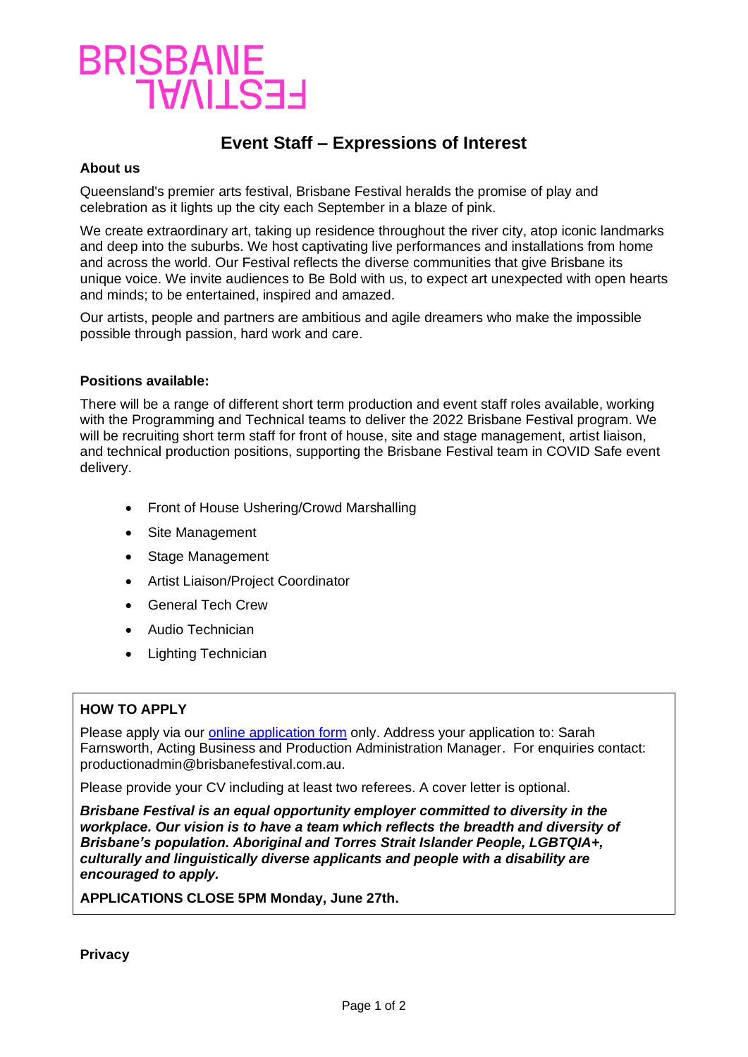# BRISBANE FESTIVAL

## Event Staff – Expressions of Interest

**About us**

Queensland's premier arts festival, Brisbane Festival heralds the promise of play and celebration as it lights up the city each September in a blaze of pink.

We create extraordinary art, taking up residence throughout the river city, atop iconic landmarks and deep into the suburbs. We host captivating live performances and installations from home and across the world. Our Festival reflects the diverse communities that give Brisbane its unique voice. We invite audiences to Be Bold with us, to expect art unexpected with open hearts and minds; to be entertained, inspired and amazed.

Our artists, people and partners are ambitious and agile dreamers who make the impossible possible through passion, hard work and care.

**Positions available:**

There will be a range of different short term production and event staff roles available, working with the Programming and Technical teams to deliver the 2022 Brisbane Festival program. We will be recruiting short term staff for front of house, site and stage management, artist liaison, and technical production positions, supporting the Brisbane Festival team in COVID Safe event delivery.

- Front of House Ushering/Crowd Marshalling
- Site Management
- Stage Management
- Artist Liaison/Project Coordinator
- General Tech Crew
- Audio Technician
- Lighting Technician

**HOW TO APPLY**

Please apply via our online application form only. Address your application to: Sarah Farnsworth, Acting Business and Production Administration Manager. For enquiries contact: productionadmin@brisbanefestival.com.au.

Please provide your CV including at least two referees. A cover letter is optional.

***Brisbane Festival is an equal opportunity employer committed to diversity in the workplace. Our vision is to have a team which reflects the breadth and diversity of Brisbane's population. Aboriginal and Torres Strait Islander People, LGBTQIA+, culturally and linguistically diverse applicants and people with a disability are encouraged to apply.***

**APPLICATIONS CLOSE 5PM Monday, June 27th.**

**Privacy**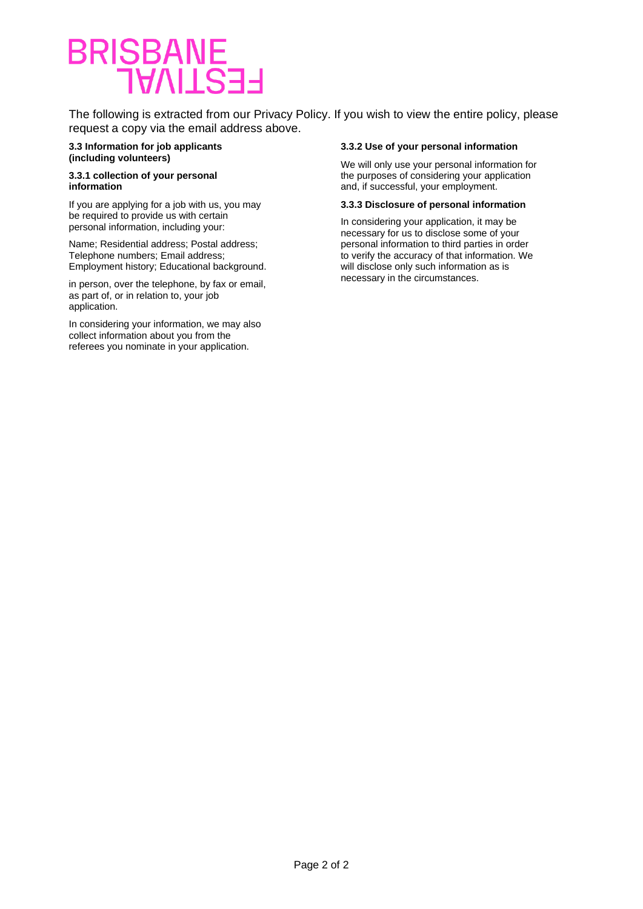BRISBANE FESTIVAL

The following is extracted from our Privacy Policy. If you wish to view the entire policy, please request a copy via the email address above.

**3.3 Information for job applicants (including volunteers)**

**3.3.1 collection of your personal information**

If you are applying for a job with us, you may be required to provide us with certain personal information, including your:

Name; Residential address; Postal address; Telephone numbers; Email address; Employment history; Educational background.

in person, over the telephone, by fax or email, as part of, or in relation to, your job application.

In considering your information, we may also collect information about you from the referees you nominate in your application.

**3.3.2 Use of your personal information**

We will only use your personal information for the purposes of considering your application and, if successful, your employment.

**3.3.3 Disclosure of personal information**

In considering your application, it may be necessary for us to disclose some of your personal information to third parties in order to verify the accuracy of that information. We will disclose only such information as is necessary in the circumstances.